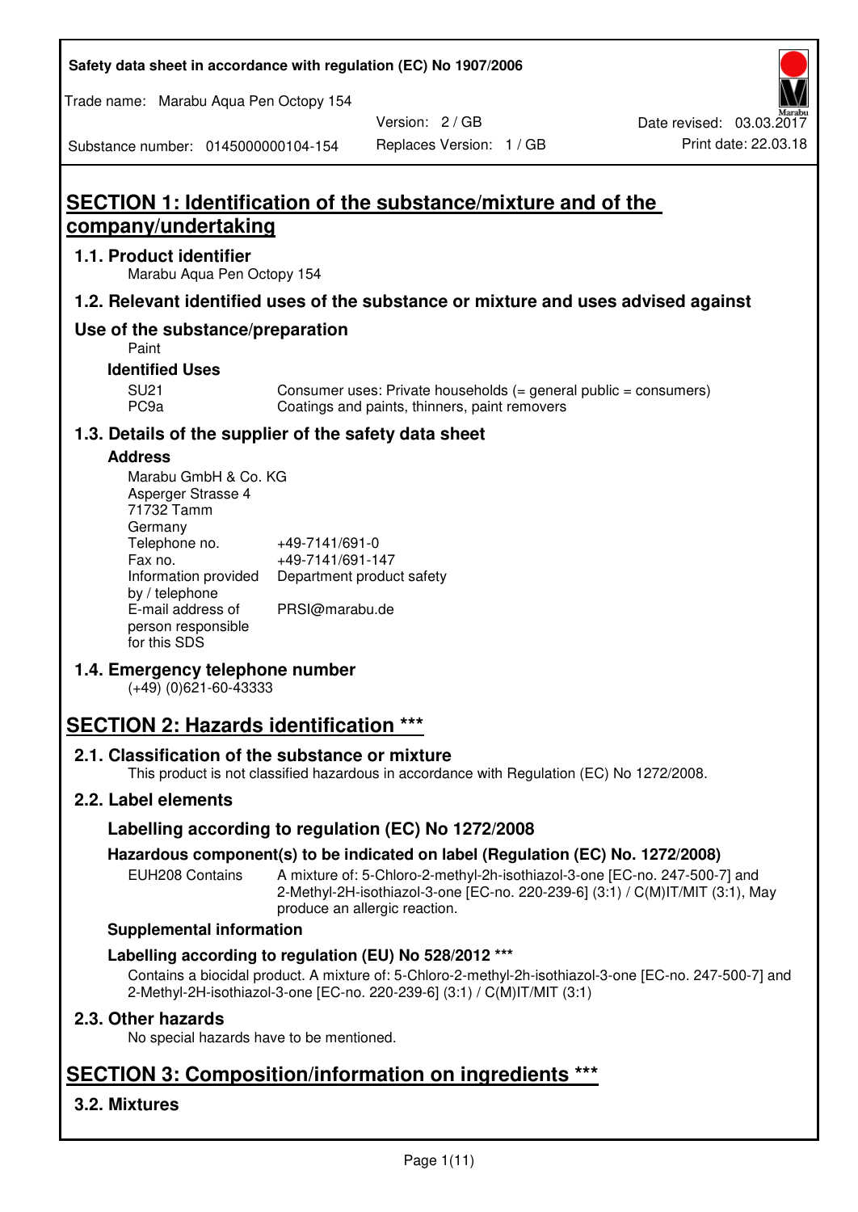Safety data sheet in accordance with regulation (EC) No 1907/2006

Trade name: Marabu Aqua Pen Octopy 154

Version: 2 / GB

Date revised: 03.03.2017

Substance number: 0145000000104-154

Replaces Version: 1 / GB

Print date: 22.03.18

# SECTION 1: Identification of the substance/mixture and of the company/undertaking

## 1.1. Product identifier

Marabu Aqua Pen Octopy 154

## 1.2. Relevant identified uses of the substance or mixture and uses advised against

## Use of the substance/preparation

Paint

### Identified Uses

| | |
|---|---|
| SU21 | Consumer uses: Private households (= general public = consumers) |
| PC9a | Coatings and paints, thinners, paint removers |

## 1.3. Details of the supplier of the safety data sheet

### Address

Marabu GmbH & Co. KG
Asperger Strasse 4
71732 Tamm
Germany

| | |
|---|---|
| Telephone no. | +49-7141/691-0 |
| Fax no. | +49-7141/691-147 |
| Information provided by / telephone | Department product safety |
| E-mail address of person responsible for this SDS | PRSI@marabu.de |

## 1.4. Emergency telephone number

(+49) (0)621-60-43333

# SECTION 2: Hazards identification ***

## 2.1. Classification of the substance or mixture

This product is not classified hazardous in accordance with Regulation (EC) No 1272/2008.

## 2.2. Label elements

### Labelling according to regulation (EC) No 1272/2008

### Hazardous component(s) to be indicated on label (Regulation (EC) No. 1272/2008)

| | |
|---|---|
| EUH208 Contains | A mixture of: 5-Chloro-2-methyl-2h-isothiazol-3-one [EC-no. 247-500-7] and 2-Methyl-2H-isothiazol-3-one [EC-no. 220-239-6] (3:1) / C(M)IT/MIT (3:1), May produce an allergic reaction. |

### Supplemental information

### Labelling according to regulation (EU) No 528/2012 ***

Contains a biocidal product. A mixture of: 5-Chloro-2-methyl-2h-isothiazol-3-one [EC-no. 247-500-7] and 2-Methyl-2H-isothiazol-3-one [EC-no. 220-239-6] (3:1) / C(M)IT/MIT (3:1)

## 2.3. Other hazards

No special hazards have to be mentioned.

# SECTION 3: Composition/information on ingredients ***

## 3.2. Mixtures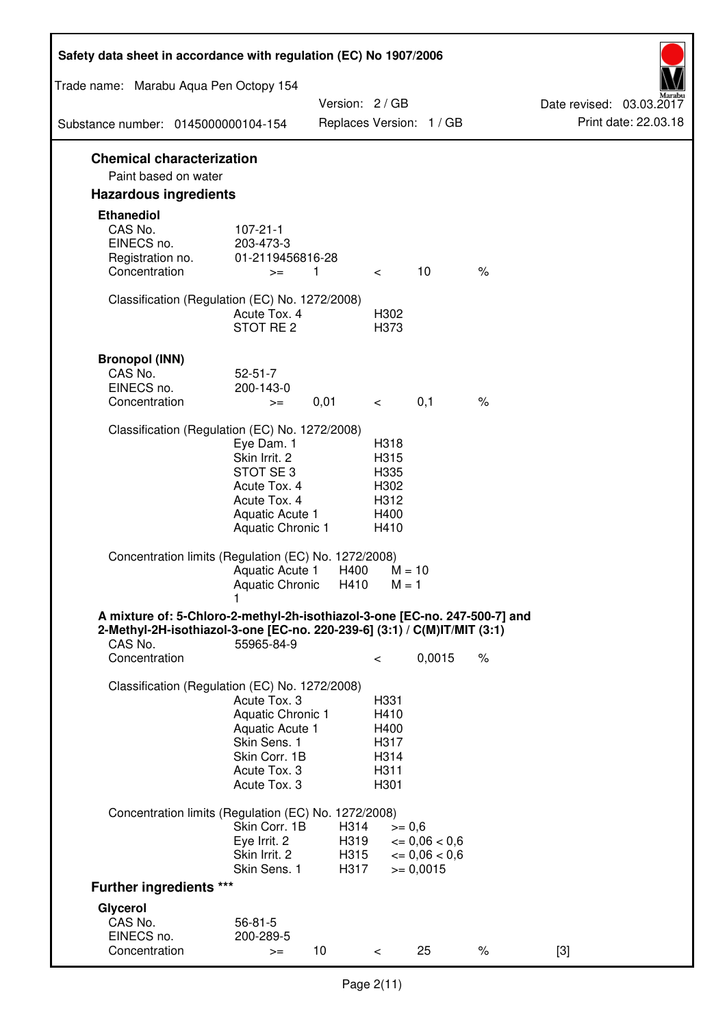## Chemical characterization

Paint based on water

## Hazardous ingredients

### Ethanediol

| | | | | | |
|---|---|---|---|---|---|
| CAS No. | 107-21-1 | | | | |
| EINECS no. | 203-473-3 | | | | |
| Registration no. | 01-2119456816-28 | | | | |
| Concentration | >= | 1 | < | 10 | % |

Classification (Regulation (EC) No. 1272/2008)

| | |
|---|---|
| Acute Tox. 4 | H302 |
| STOT RE 2 | H373 |

### Bronopol (INN)

| | | | | | |
|---|---|---|---|---|---|
| CAS No. | 52-51-7 | | | | |
| EINECS no. | 200-143-0 | | | | |
| Concentration | >= | 0,01 | < | 0,1 | % |

Classification (Regulation (EC) No. 1272/2008)

| | |
|---|---|
| Eye Dam. 1 | H318 |
| Skin Irrit. 2 | H315 |
| STOT SE 3 | H335 |
| Acute Tox. 4 | H302 |
| Acute Tox. 4 | H312 |
| Aquatic Acute 1 | H400 |
| Aquatic Chronic 1 | H410 |

Concentration limits (Regulation (EC) No. 1272/2008)

| | | |
|---|---|---|
| Aquatic Acute 1 | H400 | M = 10 |
| Aquatic Chronic 1 | H410 | M = 1 |

### A mixture of: 5-Chloro-2-methyl-2h-isothiazol-3-one [EC-no. 247-500-7] and 2-Methyl-2H-isothiazol-3-one [EC-no. 220-239-6] (3:1) / C(M)IT/MIT (3:1)

| | | | |
|---|---|---|---|
| CAS No. | 55965-84-9 | | |
| Concentration | < | 0,0015 | % |

Classification (Regulation (EC) No. 1272/2008)

| | |
|---|---|
| Acute Tox. 3 | H331 |
| Aquatic Chronic 1 | H410 |
| Aquatic Acute 1 | H400 |
| Skin Sens. 1 | H317 |
| Skin Corr. 1B | H314 |
| Acute Tox. 3 | H311 |
| Acute Tox. 3 | H301 |

Concentration limits (Regulation (EC) No. 1272/2008)

| | | |
|---|---|---|
| Skin Corr. 1B | H314 | >= 0,6 |
| Eye Irrit. 2 | H319 | <= 0,06 < 0,6 |
| Skin Irrit. 2 | H315 | <= 0,06 < 0,6 |
| Skin Sens. 1 | H317 | >= 0,0015 |

## Further ingredients ***

### Glycerol

| | | | | | | |
|---|---|---|---|---|---|---|
| CAS No. | 56-81-5 | | | | | |
| EINECS no. | 200-289-5 | | | | | |
| Concentration | >= | 10 | < | 25 | % | [3] |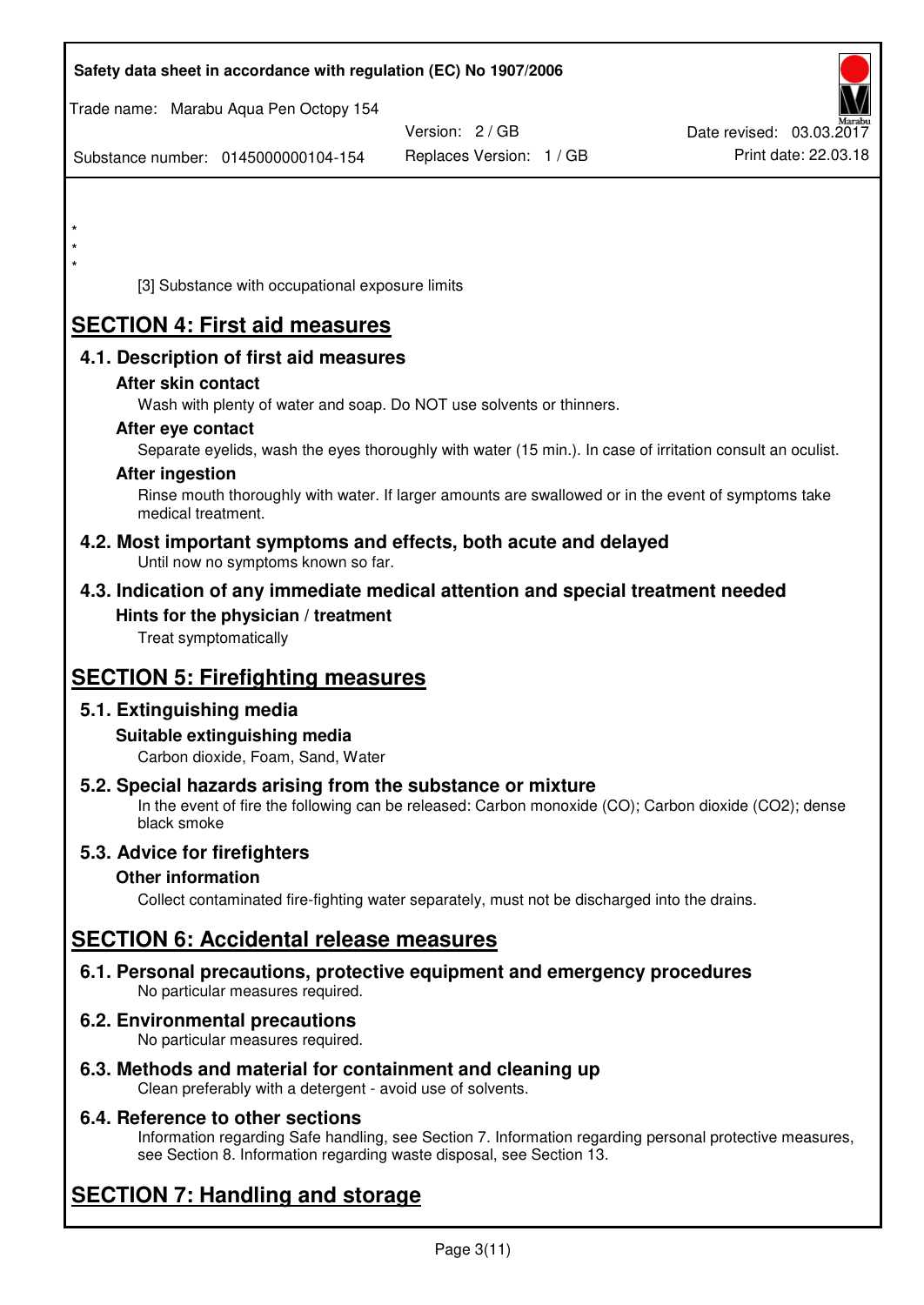*
*
*

[3] Substance with occupational exposure limits

# SECTION 4: First aid measures

## 4.1. Description of first aid measures

### After skin contact

Wash with plenty of water and soap. Do NOT use solvents or thinners.

### After eye contact

Separate eyelids, wash the eyes thoroughly with water (15 min.). In case of irritation consult an oculist.

### After ingestion

Rinse mouth thoroughly with water. If larger amounts are swallowed or in the event of symptoms take medical treatment.

## 4.2. Most important symptoms and effects, both acute and delayed

Until now no symptoms known so far.

## 4.3. Indication of any immediate medical attention and special treatment needed

### Hints for the physician / treatment

Treat symptomatically

# SECTION 5: Firefighting measures

## 5.1. Extinguishing media

### Suitable extinguishing media

Carbon dioxide, Foam, Sand, Water

## 5.2. Special hazards arising from the substance or mixture

In the event of fire the following can be released: Carbon monoxide (CO); Carbon dioxide ($CO_2$); dense black smoke

## 5.3. Advice for firefighters

### Other information

Collect contaminated fire-fighting water separately, must not be discharged into the drains.

# SECTION 6: Accidental release measures

## 6.1. Personal precautions, protective equipment and emergency procedures

No particular measures required.

## 6.2. Environmental precautions

No particular measures required.

## 6.3. Methods and material for containment and cleaning up

Clean preferably with a detergent - avoid use of solvents.

## 6.4. Reference to other sections

Information regarding Safe handling, see Section 7. Information regarding personal protective measures, see Section 8. Information regarding waste disposal, see Section 13.

# SECTION 7: Handling and storage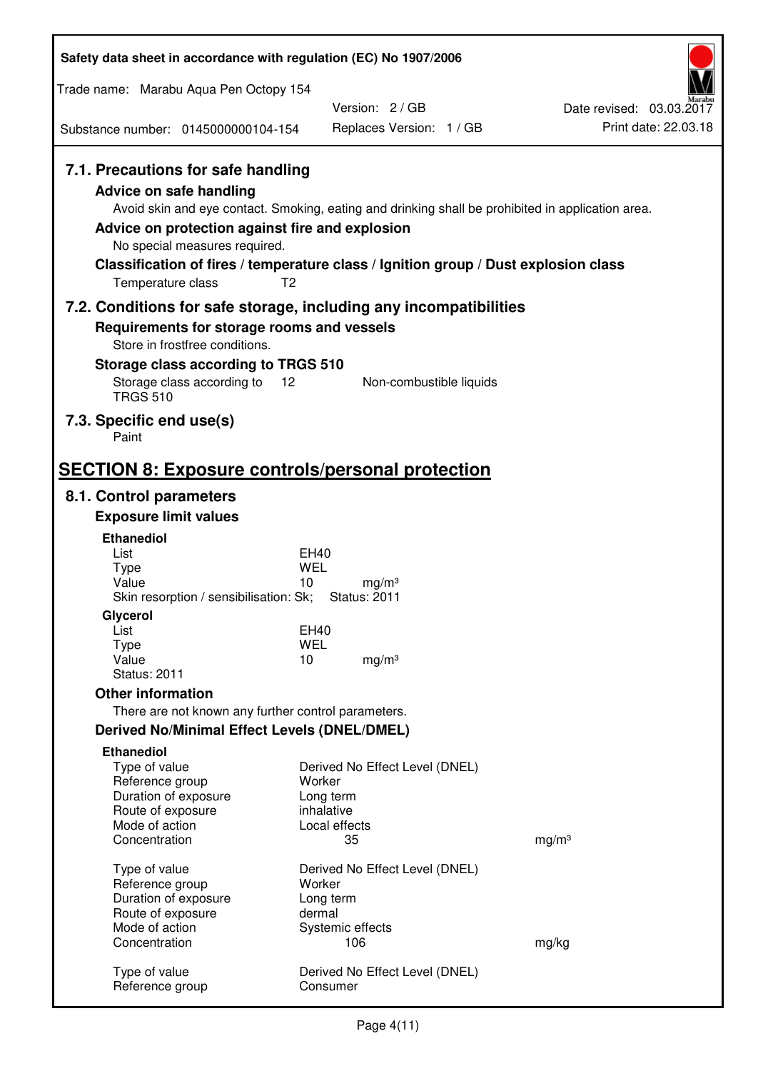### 7.1. Precautions for safe handling

**Advice on safe handling**

Avoid skin and eye contact. Smoking, eating and drinking shall be prohibited in application area.

**Advice on protection against fire and explosion**

No special measures required.

**Classification of fires / temperature class / Ignition group / Dust explosion class**

| | |
|---|---|
| Temperature class | T2 |

### 7.2. Conditions for safe storage, including any incompatibilities

**Requirements for storage rooms and vessels**

Store in frostfree conditions.

**Storage class according to TRGS 510**

| | | |
|---|---|---|
| Storage class according to TRGS 510 | 12 | Non-combustible liquids |

### 7.3. Specific end use(s)

Paint

## SECTION 8: Exposure controls/personal protection

### 8.1. Control parameters

**Exposure limit values**

**Ethanediol**

| | | |
|---|---|---|
| List | EH40 | |
| Type | WEL | |
| Value | 10 | mg/m³ |
| Skin resorption / sensibilisation: Sk; | Status: 2011 | |

**Glycerol**

| | | |
|---|---|---|
| List | EH40 | |
| Type | WEL | |
| Value | 10 | mg/m³ |
| Status: 2011 | | |

**Other information**

There are not known any further control parameters.

**Derived No/Minimal Effect Levels (DNEL/DMEL)**

**Ethanediol**

| | | |
|---|---|---|
| Type of value | Derived No Effect Level (DNEL) | |
| Reference group | Worker | |
| Duration of exposure | Long term | |
| Route of exposure | inhalative | |
| Mode of action | Local effects | |
| Concentration | 35 | mg/m³ |
| | | |
| Type of value | Derived No Effect Level (DNEL) | |
| Reference group | Worker | |
| Duration of exposure | Long term | |
| Route of exposure | dermal | |
| Mode of action | Systemic effects | |
| Concentration | 106 | mg/kg |
| | | |
| Type of value | Derived No Effect Level (DNEL) | |
| Reference group | Consumer | |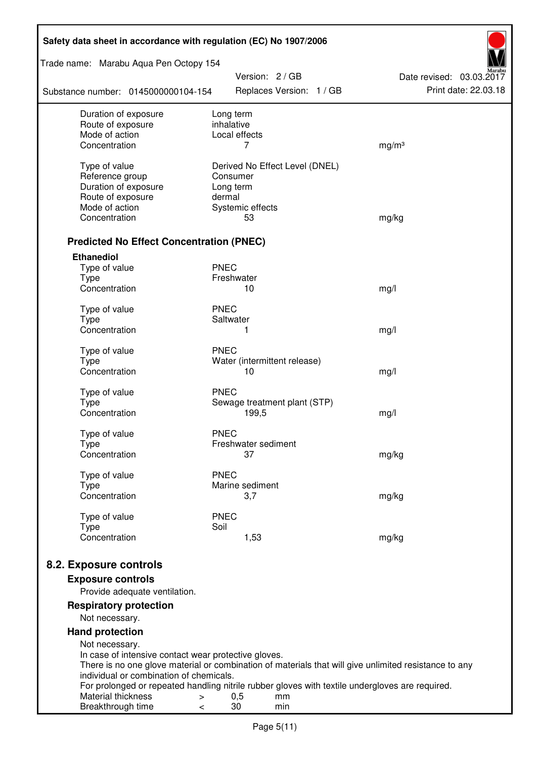| | | |
|---|---|---|
| Duration of exposure | Long term | |
| Route of exposure | inhalative | |
| Mode of action | Local effects | |
| Concentration | 7 | mg/m³ |

| | | |
|---|---|---|
| Type of value | Derived No Effect Level (DNEL) | |
| Reference group | Consumer | |
| Duration of exposure | Long term | |
| Route of exposure | dermal | |
| Mode of action | Systemic effects | |
| Concentration | 53 | mg/kg |

### Predicted No Effect Concentration (PNEC)

**Ethanediol**

| | | |
|---|---|---|
| Type of value | PNEC | |
| Type | Freshwater | |
| Concentration | 10 | mg/l |

| | | |
|---|---|---|
| Type of value | PNEC | |
| Type | Saltwater | |
| Concentration | 1 | mg/l |

| | | |
|---|---|---|
| Type of value | PNEC | |
| Type | Water (intermittent release) | |
| Concentration | 10 | mg/l |

| | | |
|---|---|---|
| Type of value | PNEC | |
| Type | Sewage treatment plant (STP) | |
| Concentration | 199,5 | mg/l |

| | | |
|---|---|---|
| Type of value | PNEC | |
| Type | Freshwater sediment | |
| Concentration | 37 | mg/kg |

| | | |
|---|---|---|
| Type of value | PNEC | |
| Type | Marine sediment | |
| Concentration | 3,7 | mg/kg |

| | | |
|---|---|---|
| Type of value | PNEC | |
| Type | Soil | |
| Concentration | 1,53 | mg/kg |

## 8.2. Exposure controls

### Exposure controls

Provide adequate ventilation.

### Respiratory protection

Not necessary.

### Hand protection

Not necessary.
In case of intensive contact wear protective gloves.
There is no one glove material or combination of materials that will give unlimited resistance to any individual or combination of chemicals.
For prolonged or repeated handling nitrile rubber gloves with textile undergloves are required.

| | | | |
|---|---|---|---|
| Material thickness | > | 0,5 | mm |
| Breakthrough time | < | 30 | min |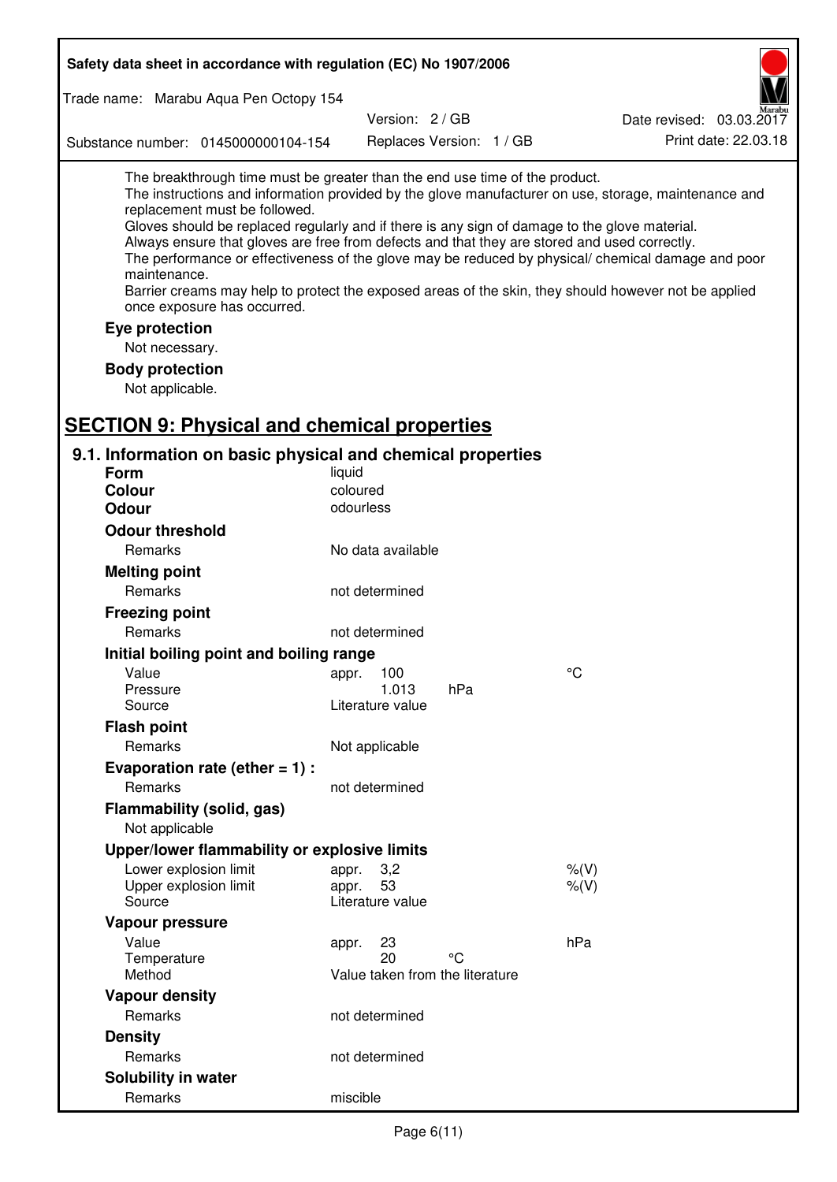The breakthrough time must be greater than the end use time of the product.
The instructions and information provided by the glove manufacturer on use, storage, maintenance and replacement must be followed.
Gloves should be replaced regularly and if there is any sign of damage to the glove material.
Always ensure that gloves are free from defects and that they are stored and used correctly.
The performance or effectiveness of the glove may be reduced by physical/ chemical damage and poor maintenance.
Barrier creams may help to protect the exposed areas of the skin, they should however not be applied once exposure has occurred.

### Eye protection

Not necessary.

### Body protection

Not applicable.

# SECTION 9: Physical and chemical properties

## 9.1. Information on basic physical and chemical properties

**Form** liquid
**Colour** coloured
**Odour** odourless

**Odour threshold**

| | | | |
|---|---|---|---|
| Remarks | No data available | | |

**Melting point**

| | | | |
|---|---|---|---|
| Remarks | not determined | | |

**Freezing point**

| | | | |
|---|---|---|---|
| Remarks | not determined | | |

**Initial boiling point and boiling range**

| | | | |
|---|---|---|---|
| Value | appr. 100 | | °C |
| Pressure | 1.013 | hPa | |
| Source | Literature value | | |

**Flash point**

| | | | |
|---|---|---|---|
| Remarks | Not applicable | | |

**Evaporation rate (ether = 1) :**

| | | | |
|---|---|---|---|
| Remarks | not determined | | |

**Flammability (solid, gas)**

Not applicable

**Upper/lower flammability or explosive limits**

| | | | |
|---|---|---|---|
| Lower explosion limit | appr. 3,2 | | %(V) |
| Upper explosion limit | appr. 53 | | %(V) |
| Source | Literature value | | |

**Vapour pressure**

| | | | |
|---|---|---|---|
| Value | appr. 23 | | hPa |
| Temperature | 20 | °C | |
| Method | Value taken from the literature | | |

**Vapour density**

| | | | |
|---|---|---|---|
| Remarks | not determined | | |

**Density**

| | | | |
|---|---|---|---|
| Remarks | not determined | | |

**Solubility in water**

| | | | |
|---|---|---|---|
| Remarks | miscible | | |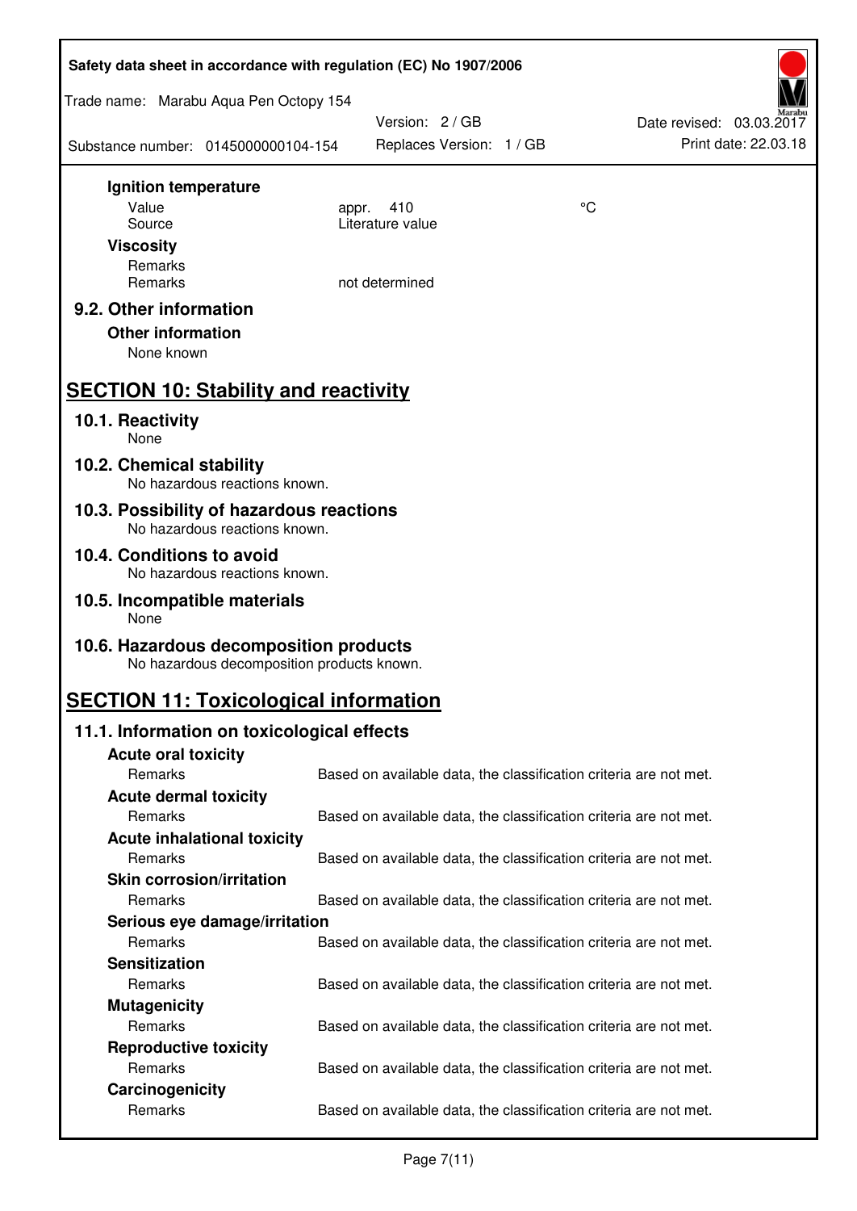**Ignition temperature**

| | | |
|---|---|---|
| Value | appr. 410 | °C |
| Source | Literature value | |

**Viscosity**

| | |
|---|---|
| Remarks | |
| Remarks | not determined |

### 9.2. Other information

**Other information**

None known

## SECTION 10: Stability and reactivity

### 10.1. Reactivity

None

### 10.2. Chemical stability

No hazardous reactions known.

### 10.3. Possibility of hazardous reactions

No hazardous reactions known.

### 10.4. Conditions to avoid

No hazardous reactions known.

### 10.5. Incompatible materials

None

### 10.6. Hazardous decomposition products

No hazardous decomposition products known.

## SECTION 11: Toxicological information

### 11.1. Information on toxicological effects

**Acute oral toxicity**

Remarks: Based on available data, the classification criteria are not met.

**Acute dermal toxicity**

Remarks: Based on available data, the classification criteria are not met.

**Acute inhalational toxicity**

Remarks: Based on available data, the classification criteria are not met.

**Skin corrosion/irritation**

Remarks: Based on available data, the classification criteria are not met.

**Serious eye damage/irritation**

Remarks: Based on available data, the classification criteria are not met.

**Sensitization**

Remarks: Based on available data, the classification criteria are not met.

**Mutagenicity**

Remarks: Based on available data, the classification criteria are not met.

**Reproductive toxicity**

Remarks: Based on available data, the classification criteria are not met.

**Carcinogenicity**

Remarks: Based on available data, the classification criteria are not met.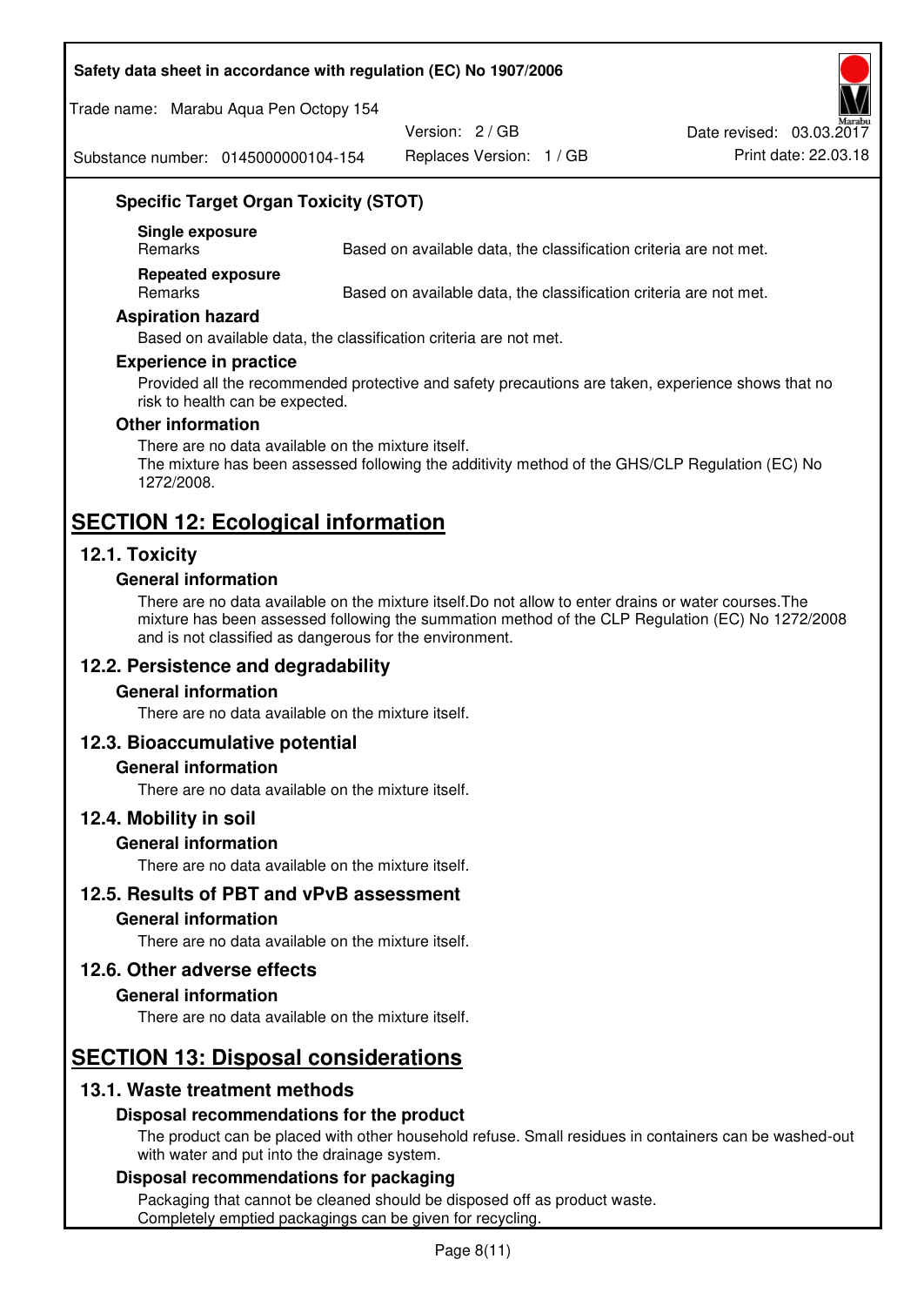### Specific Target Organ Toxicity (STOT)

**Single exposure**

| Remarks | Based on available data, the classification criteria are not met. |
|---|---|

**Repeated exposure**

| Remarks | Based on available data, the classification criteria are not met. |
|---|---|

### Aspiration hazard

Based on available data, the classification criteria are not met.

### Experience in practice

Provided all the recommended protective and safety precautions are taken, experience shows that no risk to health can be expected.

### Other information

There are no data available on the mixture itself.
The mixture has been assessed following the additivity method of the GHS/CLP Regulation (EC) No 1272/2008.

# SECTION 12: Ecological information

## 12.1. Toxicity

### General information

There are no data available on the mixture itself.Do not allow to enter drains or water courses.The mixture has been assessed following the summation method of the CLP Regulation (EC) No 1272/2008 and is not classified as dangerous for the environment.

## 12.2. Persistence and degradability

### General information

There are no data available on the mixture itself.

## 12.3. Bioaccumulative potential

### General information

There are no data available on the mixture itself.

## 12.4. Mobility in soil

### General information

There are no data available on the mixture itself.

## 12.5. Results of PBT and vPvB assessment

### General information

There are no data available on the mixture itself.

## 12.6. Other adverse effects

### General information

There are no data available on the mixture itself.

# SECTION 13: Disposal considerations

## 13.1. Waste treatment methods

### Disposal recommendations for the product

The product can be placed with other household refuse. Small residues in containers can be washed-out with water and put into the drainage system.

### Disposal recommendations for packaging

Packaging that cannot be cleaned should be disposed off as product waste.
Completely emptied packagings can be given for recycling.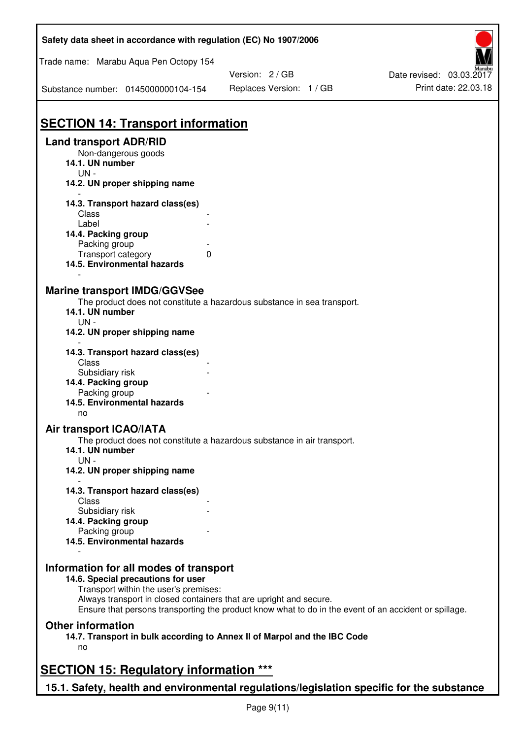## SECTION 14: Transport information

### Land transport ADR/RID

Non-dangerous goods

**14.1. UN number**

UN -

**14.2. UN proper shipping name**

-

**14.3. Transport hazard class(es)**

| | |
|---|---|
| Class | - |
| Label | - |

**14.4. Packing group**

| | |
|---|---|
| Packing group | - |
| Transport category | 0 |

**14.5. Environmental hazards**

-

### Marine transport IMDG/GGVSee

The product does not constitute a hazardous substance in sea transport.

**14.1. UN number**

UN -

**14.2. UN proper shipping name**

-

**14.3. Transport hazard class(es)**

| | |
|---|---|
| Class | - |
| Subsidiary risk | - |

**14.4. Packing group**

| | |
|---|---|
| Packing group | - |

**14.5. Environmental hazards**

no

### Air transport ICAO/IATA

The product does not constitute a hazardous substance in air transport.

**14.1. UN number**

UN -

**14.2. UN proper shipping name**

-

**14.3. Transport hazard class(es)**

| | |
|---|---|
| Class | - |
| Subsidiary risk | - |

**14.4. Packing group**

| | |
|---|---|
| Packing group | - |

**14.5. Environmental hazards**

-

### Information for all modes of transport

**14.6. Special precautions for user**

Transport within the user's premises:
Always transport in closed containers that are upright and secure.
Ensure that persons transporting the product know what to do in the event of an accident or spillage.

### Other information

**14.7. Transport in bulk according to Annex II of Marpol and the IBC Code**

no

## SECTION 15: Regulatory information ***

### 15.1. Safety, health and environmental regulations/legislation specific for the substance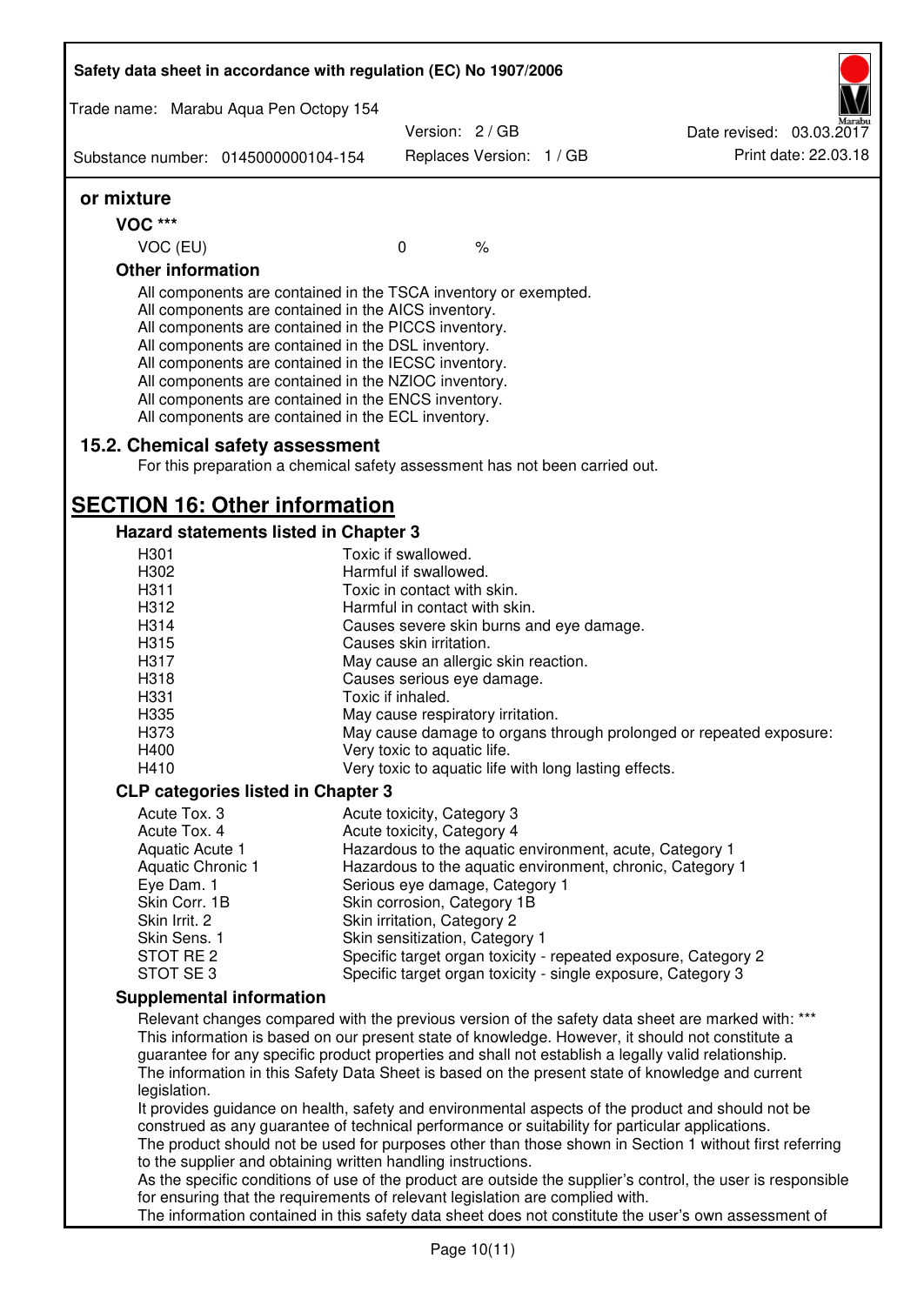**or mixture**

**VOC *****

| VOC (EU) | 0 | % |
|---|---|---|

**Other information**

All components are contained in the TSCA inventory or exempted.
All components are contained in the AICS inventory.
All components are contained in the PICCS inventory.
All components are contained in the DSL inventory.
All components are contained in the IECSC inventory.
All components are contained in the NZIOC inventory.
All components are contained in the ENCS inventory.
All components are contained in the ECL inventory.

## 15.2. Chemical safety assessment

For this preparation a chemical safety assessment has not been carried out.

# SECTION 16: Other information

### Hazard statements listed in Chapter 3

| | |
|---|---|
| H301 | Toxic if swallowed. |
| H302 | Harmful if swallowed. |
| H311 | Toxic in contact with skin. |
| H312 | Harmful in contact with skin. |
| H314 | Causes severe skin burns and eye damage. |
| H315 | Causes skin irritation. |
| H317 | May cause an allergic skin reaction. |
| H318 | Causes serious eye damage. |
| H331 | Toxic if inhaled. |
| H335 | May cause respiratory irritation. |
| H373 | May cause damage to organs through prolonged or repeated exposure: |
| H400 | Very toxic to aquatic life. |
| H410 | Very toxic to aquatic life with long lasting effects. |

### CLP categories listed in Chapter 3

| | |
|---|---|
| Acute Tox. 3 | Acute toxicity, Category 3 |
| Acute Tox. 4 | Acute toxicity, Category 4 |
| Aquatic Acute 1 | Hazardous to the aquatic environment, acute, Category 1 |
| Aquatic Chronic 1 | Hazardous to the aquatic environment, chronic, Category 1 |
| Eye Dam. 1 | Serious eye damage, Category 1 |
| Skin Corr. 1B | Skin corrosion, Category 1B |
| Skin Irrit. 2 | Skin irritation, Category 2 |
| Skin Sens. 1 | Skin sensitization, Category 1 |
| STOT RE 2 | Specific target organ toxicity - repeated exposure, Category 2 |
| STOT SE 3 | Specific target organ toxicity - single exposure, Category 3 |

### Supplemental information

Relevant changes compared with the previous version of the safety data sheet are marked with: ***
This information is based on our present state of knowledge. However, it should not constitute a guarantee for any specific product properties and shall not establish a legally valid relationship.
The information in this Safety Data Sheet is based on the present state of knowledge and current legislation.
It provides guidance on health, safety and environmental aspects of the product and should not be construed as any guarantee of technical performance or suitability for particular applications.
The product should not be used for purposes other than those shown in Section 1 without first referring to the supplier and obtaining written handling instructions.
As the specific conditions of use of the product are outside the supplier's control, the user is responsible for ensuring that the requirements of relevant legislation are complied with.
The information contained in this safety data sheet does not constitute the user's own assessment of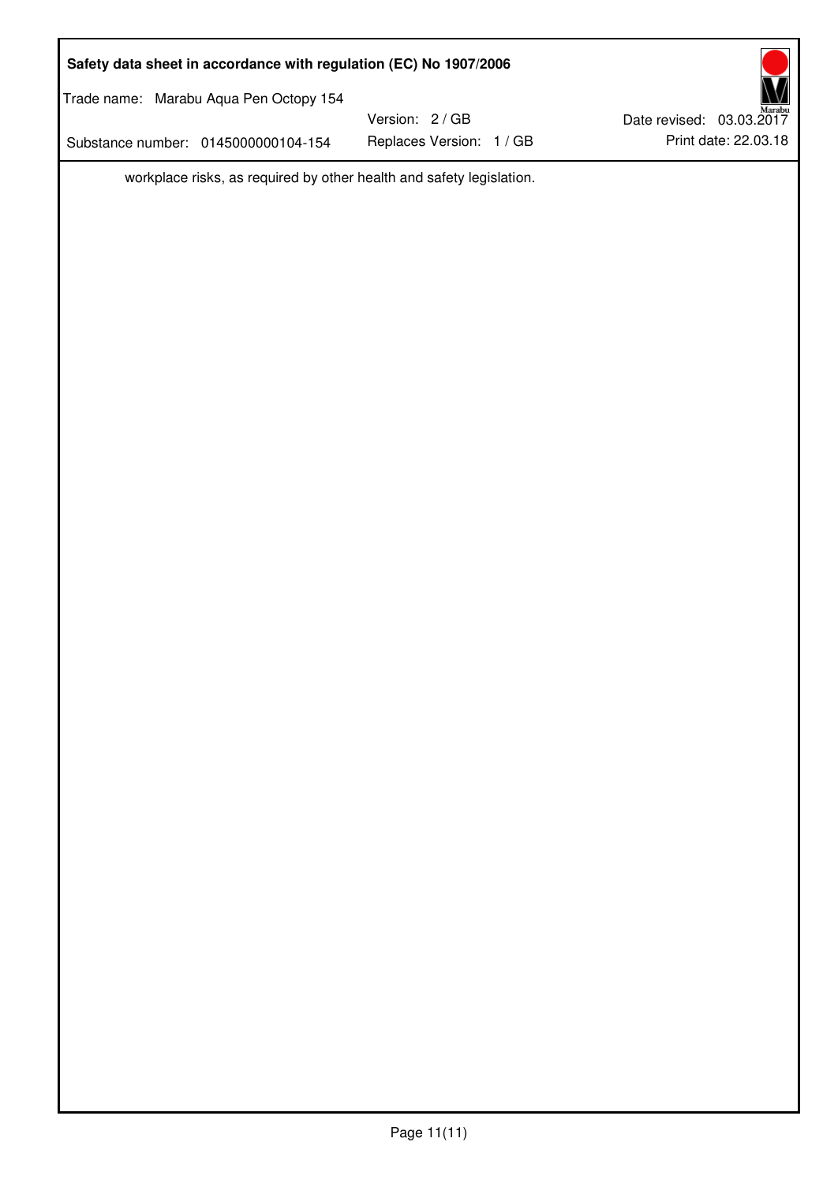workplace risks, as required by other health and safety legislation.